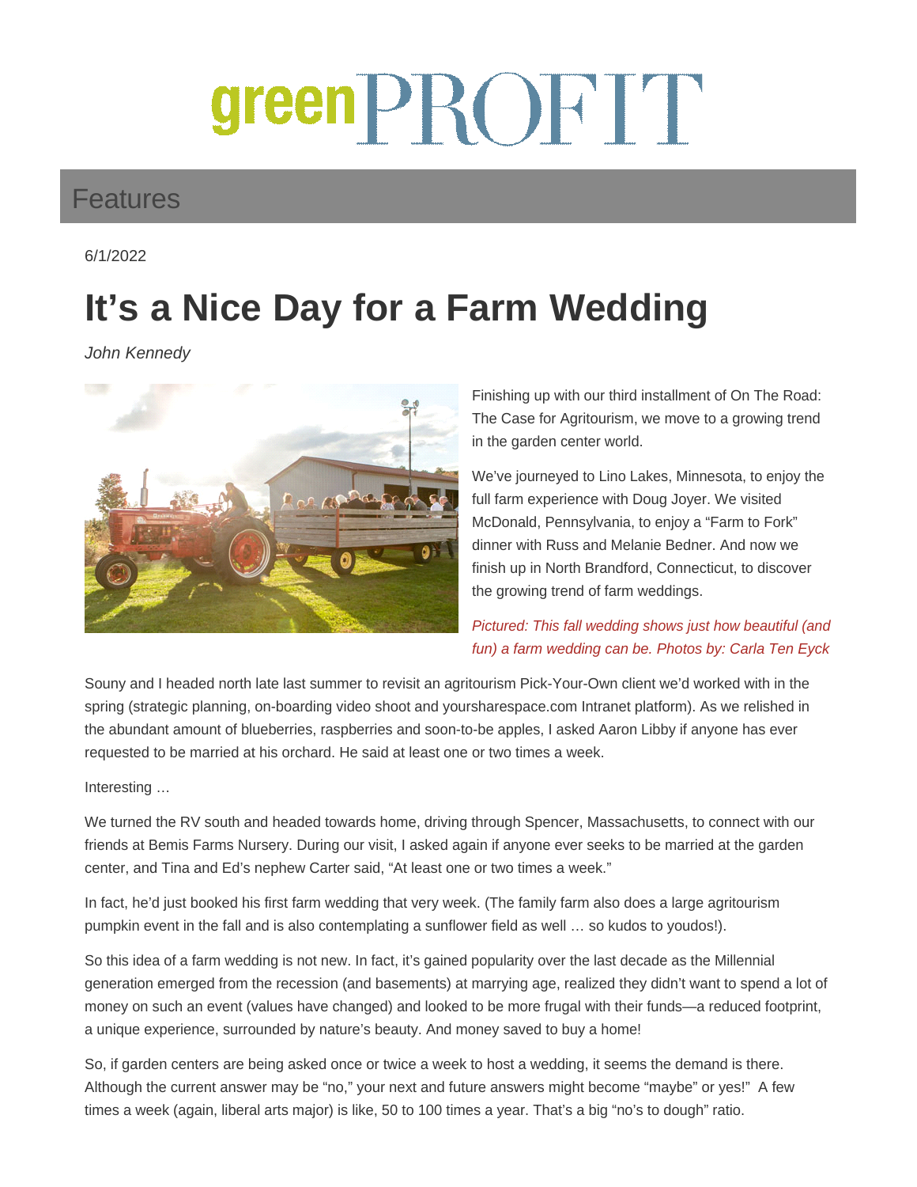# greenPROFIT

## Features

6/1/2022

# It's a Nice Day for a Farm Wedding

*John Kennedy*

Finishing up with our third installment of On The Road: The Case for Agritourism, we move to a growing trend in the garden center world.

We've journeyed to Lino Lakes, Minnesota, to enjoy the full farm experience with Doug Joyer. We visited McDonald, Pennsylvania, to enjoy a "Farm to Fork" dinner with Russ and Melanie Bedner. And now we finish up in North Brandford, Connecticut, to discover the growing trend of farm weddings.

*Pictured: This fall wedding shows just how beautiful (and fun) a farm wedding can be. Photos by: Carla Ten Eyck*

Souny and I headed north late last summer to revisit an agritourism Pick-Your-Own client we'd worked with in the spring (strategic planning, on-boarding video shoot and yoursharespace.com Intranet platform). As we relished in the abundant amount of blueberries, raspberries and soon-to-be apples, I asked Aaron Libby if anyone has ever requested to be married at his orchard. He said at least one or two times a week.

Interesting …

We turned the RV south and headed towards home, driving through Spencer, Massachusetts, to connect with our friends at Bemis Farms Nursery. During our visit, I asked again if anyone ever seeks to be married at the garden center, and Tina and Ed's nephew Carter said, "At least one or two times a week."

In fact, he'd just booked his first farm wedding that very week. (The family farm also does a large agritourism pumpkin event in the fall and is also contemplating a sunflower field as well … so kudos to youdos!).

So this idea of a farm wedding is not new. In fact, it's gained popularity over the last decade as the Millennial generation emerged from the recession (and basements) at marrying age, realized they didn't want to spend a lot of money on such an event (values have changed) and looked to be more frugal with their funds—a reduced footprint, a unique experience, surrounded by nature's beauty. And money saved to buy a home!

So, if garden centers are being asked once or twice a week to host a wedding, it seems the demand is there. Although the current answer may be "no," your next and future answers might become "maybe" or yes!" A few times a week (again, liberal arts major) is like, 50 to 100 times a year. That's a big "no's to dough" ratio.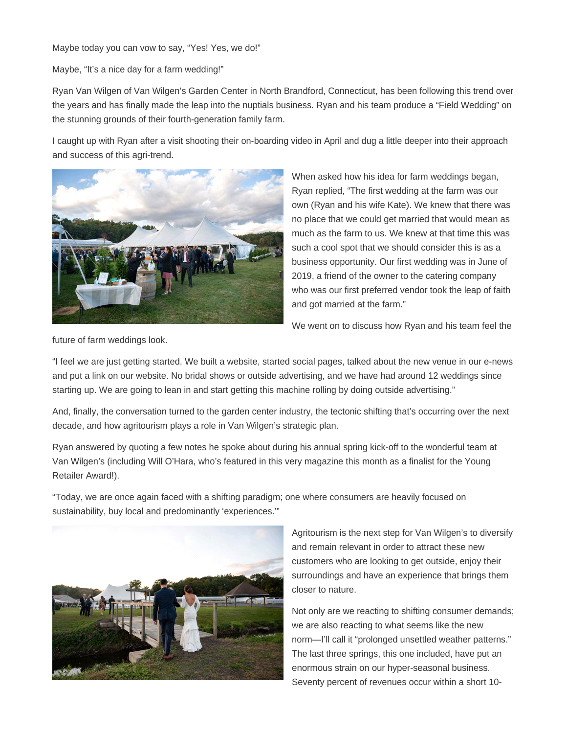Maybe today you can vow to say, “Yes! Yes, we do!”

Maybe, “It’s a nice day for a farm wedding!”

Ryan Van Wilgen of Van Wilgen’s Garden Center in North Brandford, Connecticut, has been following this trend over the years and has finally made the leap into the nuptials business. Ryan and his team produce a “Field Wedding” on the stunning grounds of their fourth-generation family farm.

I caught up with Ryan after a visit shooting their on-boarding video in April and dug a little deeper into their approach and success of this agri-trend.

When asked how his idea for farm weddings began, Ryan replied, “The first wedding at the farm was our own (Ryan and his wife Kate). We knew that there was no place that we could get married that would mean as much as the farm to us. We knew at that time this was such a cool spot that we should consider this is as a business opportunity. Our first wedding was in June of 2019, a friend of the owner to the catering company who was our first preferred vendor took the leap of faith and got married at the farm.”

We went on to discuss how Ryan and his team feel the future of farm weddings look.

“I feel we are just getting started. We built a website, started social pages, talked about the new venue in our e-news and put a link on our website. No bridal shows or outside advertising, and we have had around 12 weddings since starting up. We are going to lean in and start getting this machine rolling by doing outside advertising.”

And, finally, the conversation turned to the garden center industry, the tectonic shifting that’s occurring over the next decade, and how agritourism plays a role in Van Wilgen’s strategic plan.

Ryan answered by quoting a few notes he spoke about during his annual spring kick-off to the wonderful team at Van Wilgen’s (including Will O’Hara, who’s featured in this very magazine this month as a finalist for the Young Retailer Award!).

“Today, we are once again faced with a shifting paradigm; one where consumers are heavily focused on sustainability, buy local and predominantly ‘experiences.’”

Agritourism is the next step for Van Wilgen’s to diversify and remain relevant in order to attract these new customers who are looking to get outside, enjoy their surroundings and have an experience that brings them closer to nature.

Not only are we reacting to shifting consumer demands; we are also reacting to what seems like the new norm—I’ll call it “prolonged unsettled weather patterns.” The last three springs, this one included, have put an enormous strain on our hyper-seasonal business. Seventy percent of revenues occur within a short 10-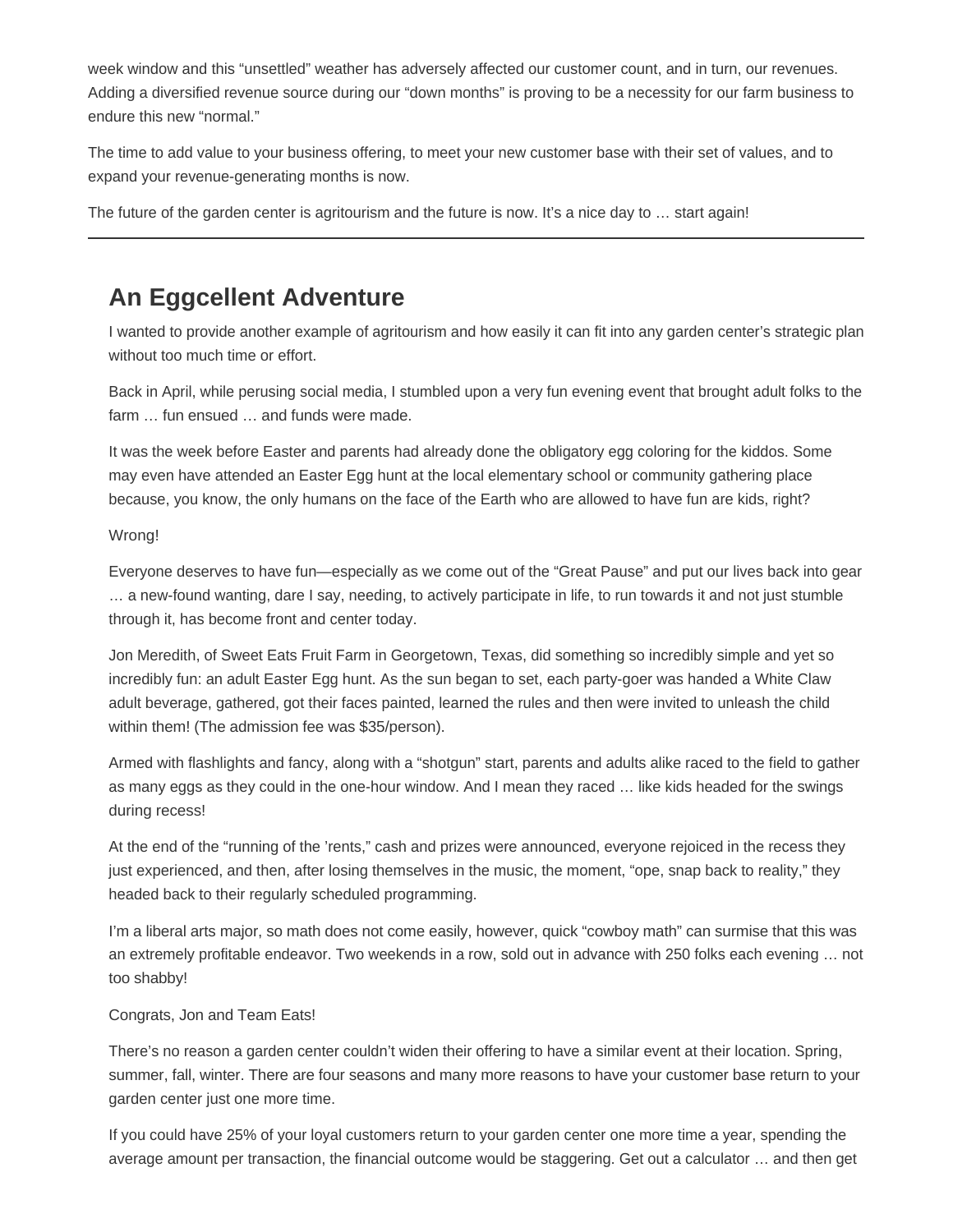week window and this “unsettled” weather has adversely affected our customer count, and in turn, our revenues. Adding a diversified revenue source during our “down months” is proving to be a necessity for our farm business to endure this new “normal.”

The time to add value to your business offering, to meet your new customer base with their set of values, and to expand your revenue-generating months is now.

The future of the garden center is agritourism and the future is now. It’s a nice day to … start again!

---

## An Eggcellent Adventure

I wanted to provide another example of agritourism and how easily it can fit into any garden center’s strategic plan without too much time or effort.

Back in April, while perusing social media, I stumbled upon a very fun evening event that brought adult folks to the farm … fun ensued … and funds were made.

It was the week before Easter and parents had already done the obligatory egg coloring for the kiddos. Some may even have attended an Easter Egg hunt at the local elementary school or community gathering place because, you know, the only humans on the face of the Earth who are allowed to have fun are kids, right?

Wrong!

Everyone deserves to have fun—especially as we come out of the “Great Pause” and put our lives back into gear … a new-found wanting, dare I say, needing, to actively participate in life, to run towards it and not just stumble through it, has become front and center today.

Jon Meredith, of Sweet Eats Fruit Farm in Georgetown, Texas, did something so incredibly simple and yet so incredibly fun: an adult Easter Egg hunt. As the sun began to set, each party-goer was handed a White Claw adult beverage, gathered, got their faces painted, learned the rules and then were invited to unleash the child within them! (The admission fee was $35/person).

Armed with flashlights and fancy, along with a “shotgun” start, parents and adults alike raced to the field to gather as many eggs as they could in the one-hour window. And I mean they raced … like kids headed for the swings during recess!

At the end of the “running of the ’rents,” cash and prizes were announced, everyone rejoiced in the recess they just experienced, and then, after losing themselves in the music, the moment, “ope, snap back to reality,” they headed back to their regularly scheduled programming.

I’m a liberal arts major, so math does not come easily, however, quick “cowboy math” can surmise that this was an extremely profitable endeavor. Two weekends in a row, sold out in advance with 250 folks each evening … not too shabby!

Congrats, Jon and Team Eats!

There’s no reason a garden center couldn’t widen their offering to have a similar event at their location. Spring, summer, fall, winter. There are four seasons and many more reasons to have your customer base return to your garden center just one more time.

If you could have 25% of your loyal customers return to your garden center one more time a year, spending the average amount per transaction, the financial outcome would be staggering. Get out a calculator … and then get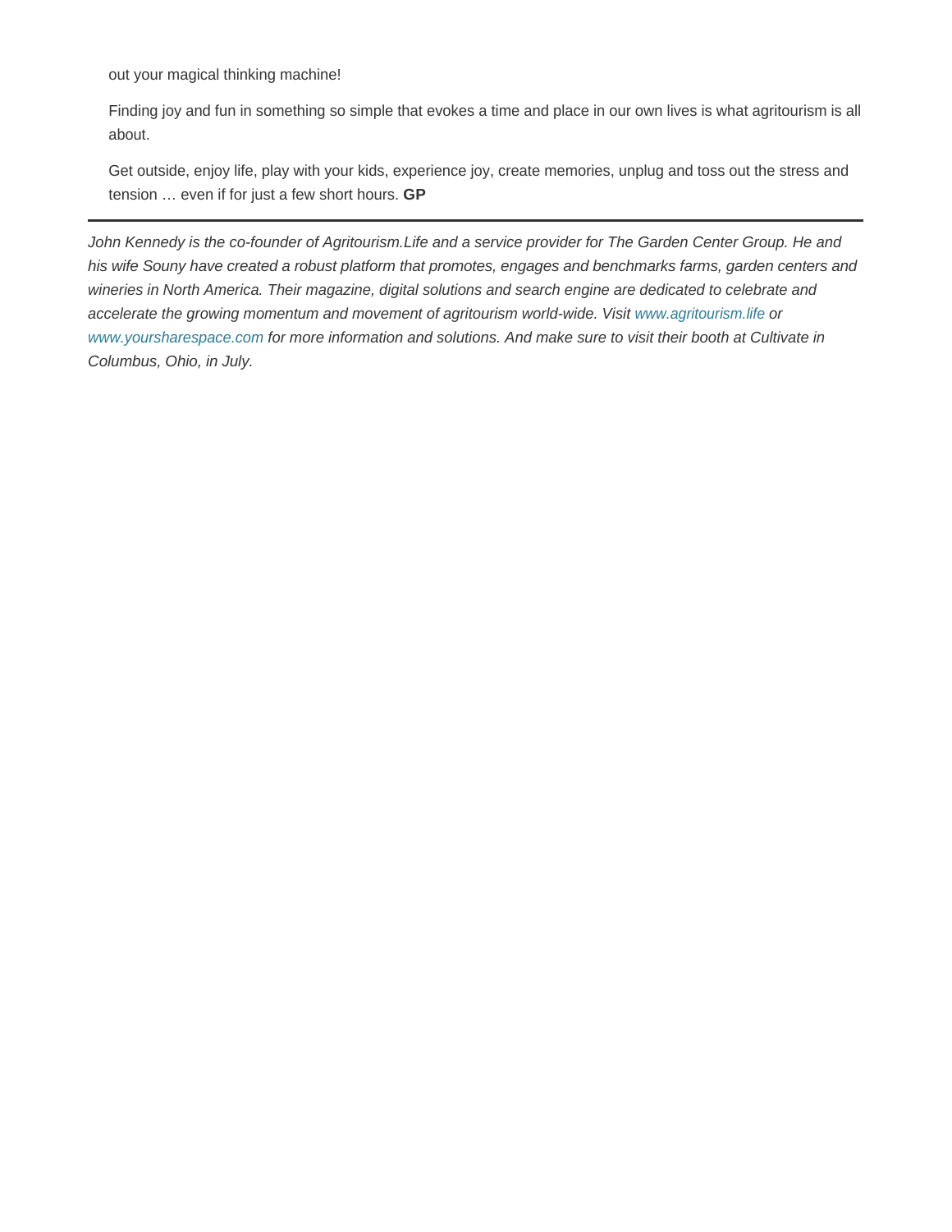out your magical thinking machine!

Finding joy and fun in something so simple that evokes a time and place in our own lives is what agritourism is all about.

Get outside, enjoy life, play with your kids, experience joy, create memories, unplug and toss out the stress and tension … even if for just a few short hours. **GP**

---

*John Kennedy is the co-founder of Agritourism.Life and a service provider for The Garden Center Group. He and his wife Souny have created a robust platform that promotes, engages and benchmarks farms, garden centers and wineries in North America. Their magazine, digital solutions and search engine are dedicated to celebrate and accelerate the growing momentum and movement of agritourism world-wide. Visit www.agritourism.life or www.yoursharespace.com for more information and solutions. And make sure to visit their booth at Cultivate in Columbus, Ohio, in July.*